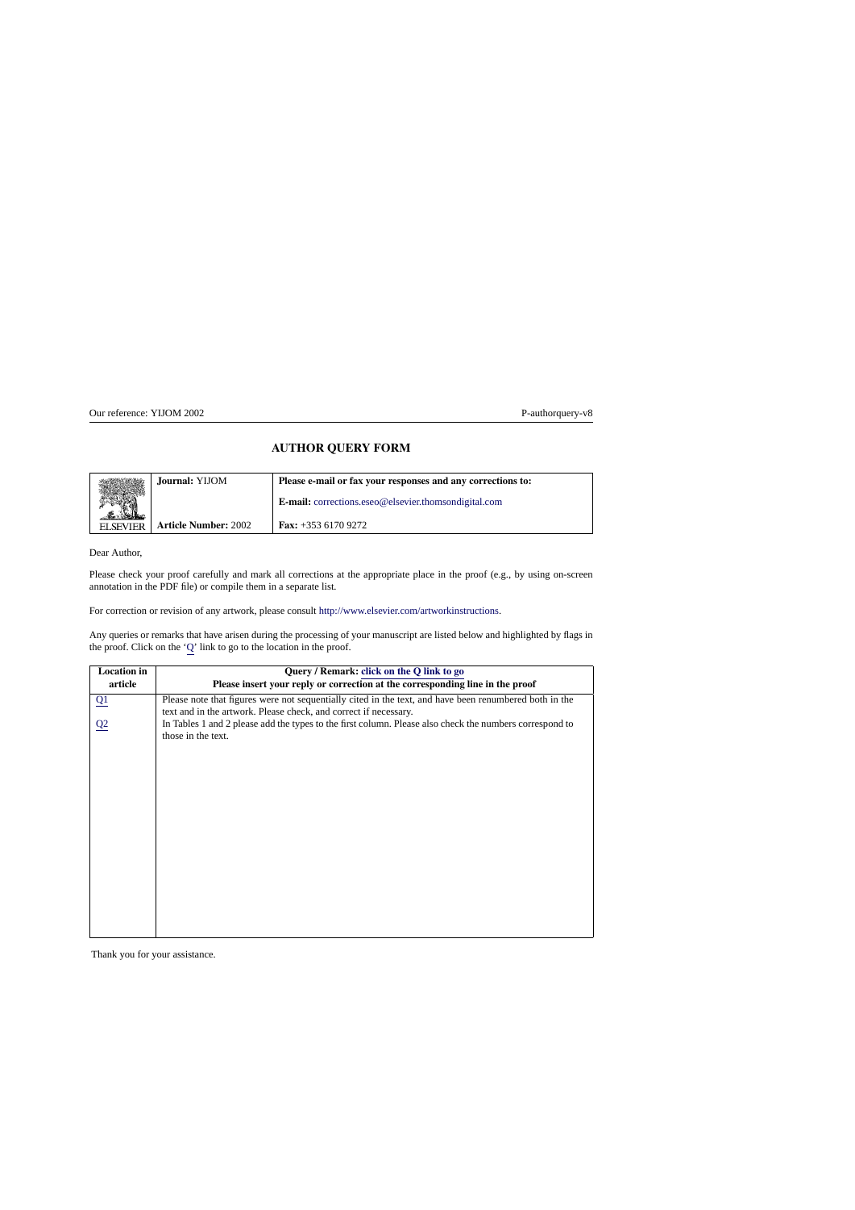Our reference: YIJOM 2002 | P-authorquery-v8

# AUTHOR QUERY FORM

| ELSEVIER | Journal: YIJOM | Please e-mail or fax your responses and any corrections to: |
|---|---|---|
| | | E-mail: corrections.eseo@elsevier.thomsondigital.com |
| | Article Number: 2002 | Fax: +353 6170 9272 |

Dear Author,

Please check your proof carefully and mark all corrections at the appropriate place in the proof (e.g., by using on-screen annotation in the PDF file) or compile them in a separate list.

For correction or revision of any artwork, please consult http://www.elsevier.com/artworkinstructions.

Any queries or remarks that have arisen during the processing of your manuscript are listed below and highlighted by flags in the proof. Click on the 'Q' link to go to the location in the proof.

| Location in article | Query / Remark: click on the Q link to go<br>Please insert your reply or correction at the corresponding line in the proof |
|---|---|
| Q1 | Please note that figures were not sequentially cited in the text, and have been renumbered both in the text and in the artwork. Please check, and correct if necessary. |
| Q2 | In Tables 1 and 2 please add the types to the first column. Please also check the numbers correspond to those in the text. |

Thank you for your assistance.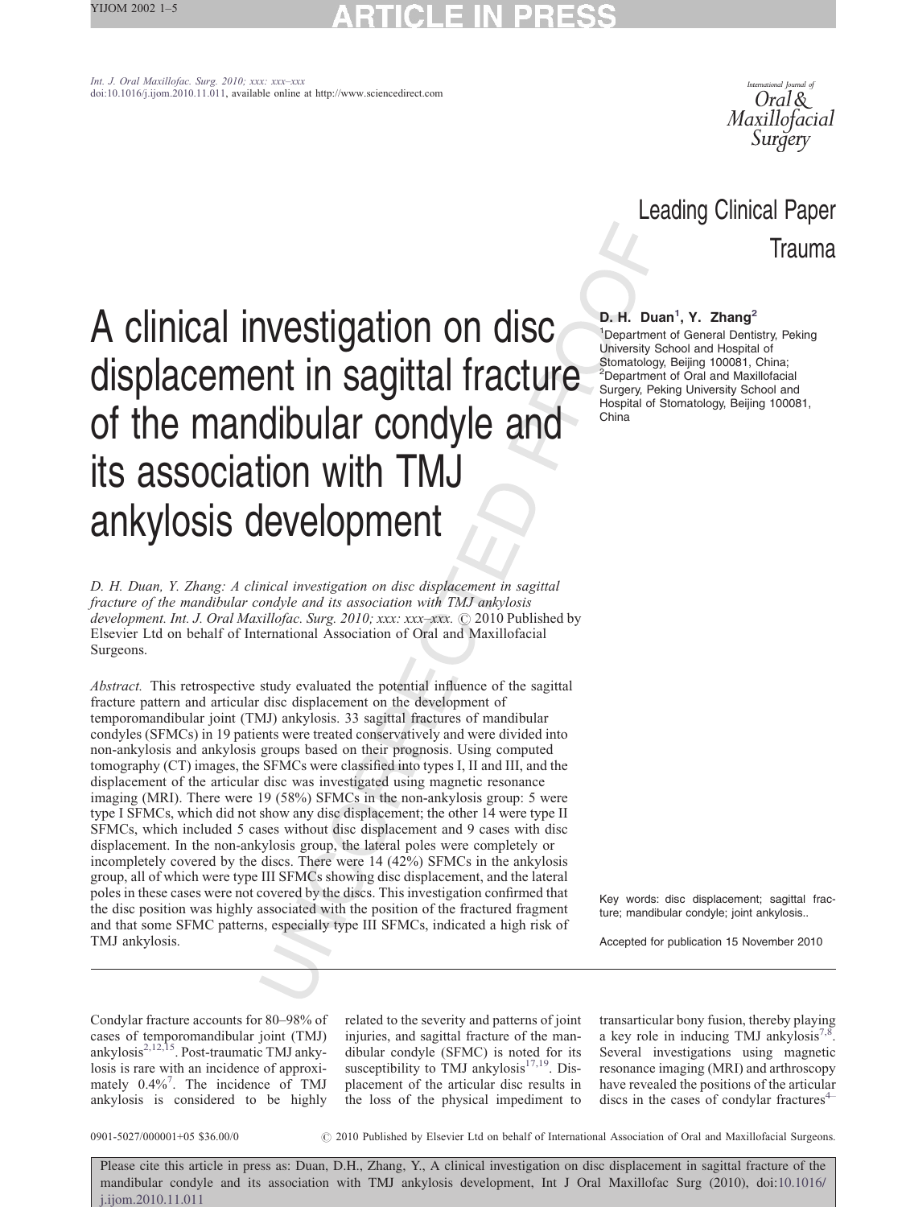Int. J. Oral Maxillofac. Surg. 2010; xxx: xxx–xxx
doi:10.1016/j.ijom.2010.11.011, available online at http://www.sciencedirect.com

Leading Clinical Paper
Trauma

# A clinical investigation on disc displacement in sagittal fracture of the mandibular condyle and its association with TMJ ankylosis development

**D. H. Duan[1], Y. Zhang[2]**

[1]Department of General Dentistry, Peking University School and Hospital of Stomatology, Beijing 100081, China; [2]Department of Oral and Maxillofacial Surgery, Peking University School and Hospital of Stomatology, Beijing 100081, China

*D. H. Duan, Y. Zhang: A clinical investigation on disc displacement in sagittal fracture of the mandibular condyle and its association with TMJ ankylosis development. Int. J. Oral Maxillofac. Surg. 2010; xxx: xxx–xxx.* © 2010 Published by Elsevier Ltd on behalf of International Association of Oral and Maxillofacial Surgeons.

*Abstract.* This retrospective study evaluated the potential influence of the sagittal fracture pattern and articular disc displacement on the development of temporomandibular joint (TMJ) ankylosis. 33 sagittal fractures of mandibular condyles (SFMCs) in 19 patients were treated conservatively and were divided into non-ankylosis and ankylosis groups based on their prognosis. Using computed tomography (CT) images, the SFMCs were classified into types I, II and III, and the displacement of the articular disc was investigated using magnetic resonance imaging (MRI). There were 19 (58%) SFMCs in the non-ankylosis group: 5 were type I SFMCs, which did not show any disc displacement; the other 14 were type II SFMCs, which included 5 cases without disc displacement and 9 cases with disc displacement. In the non-ankylosis group, the lateral poles were completely or incompletely covered by the discs. There were 14 (42%) SFMCs in the ankylosis group, all of which were type III SFMCs showing disc displacement, and the lateral poles in these cases were not covered by the discs. This investigation confirmed that the disc position was highly associated with the position of the fractured fragment and that some SFMC patterns, especially type III SFMCs, indicated a high risk of TMJ ankylosis.

Key words: disc displacement; sagittal fracture; mandibular condyle; joint ankylosis..

Accepted for publication 15 November 2010

Condylar fracture accounts for 80–98% of cases of temporomandibular joint (TMJ) ankylosis[2,12,15]. Post-traumatic TMJ ankylosis is rare with an incidence of approximately 0.4%[7]. The incidence of TMJ ankylosis is considered to be highly related to the severity and patterns of joint injuries, and sagittal fracture of the mandibular condyle (SFMC) is noted for its susceptibility to TMJ ankylosis[17,19]. Displacement of the articular disc results in the loss of the physical impediment to transarticular bony fusion, thereby playing a key role in inducing TMJ ankylosis[7,8]. Several investigations using magnetic resonance imaging (MRI) and arthroscopy have revealed the positions of the articular discs in the cases of condylar fractures[4–

0901-5027/000001+05 $36.00/0 © 2010 Published by Elsevier Ltd on behalf of International Association of Oral and Maxillofacial Surgeons.

Please cite this article in press as: Duan, D.H., Zhang, Y., A clinical investigation on disc displacement in sagittal fracture of the mandibular condyle and its association with TMJ ankylosis development, Int J Oral Maxillofac Surg (2010), doi:10.1016/j.ijom.2010.11.011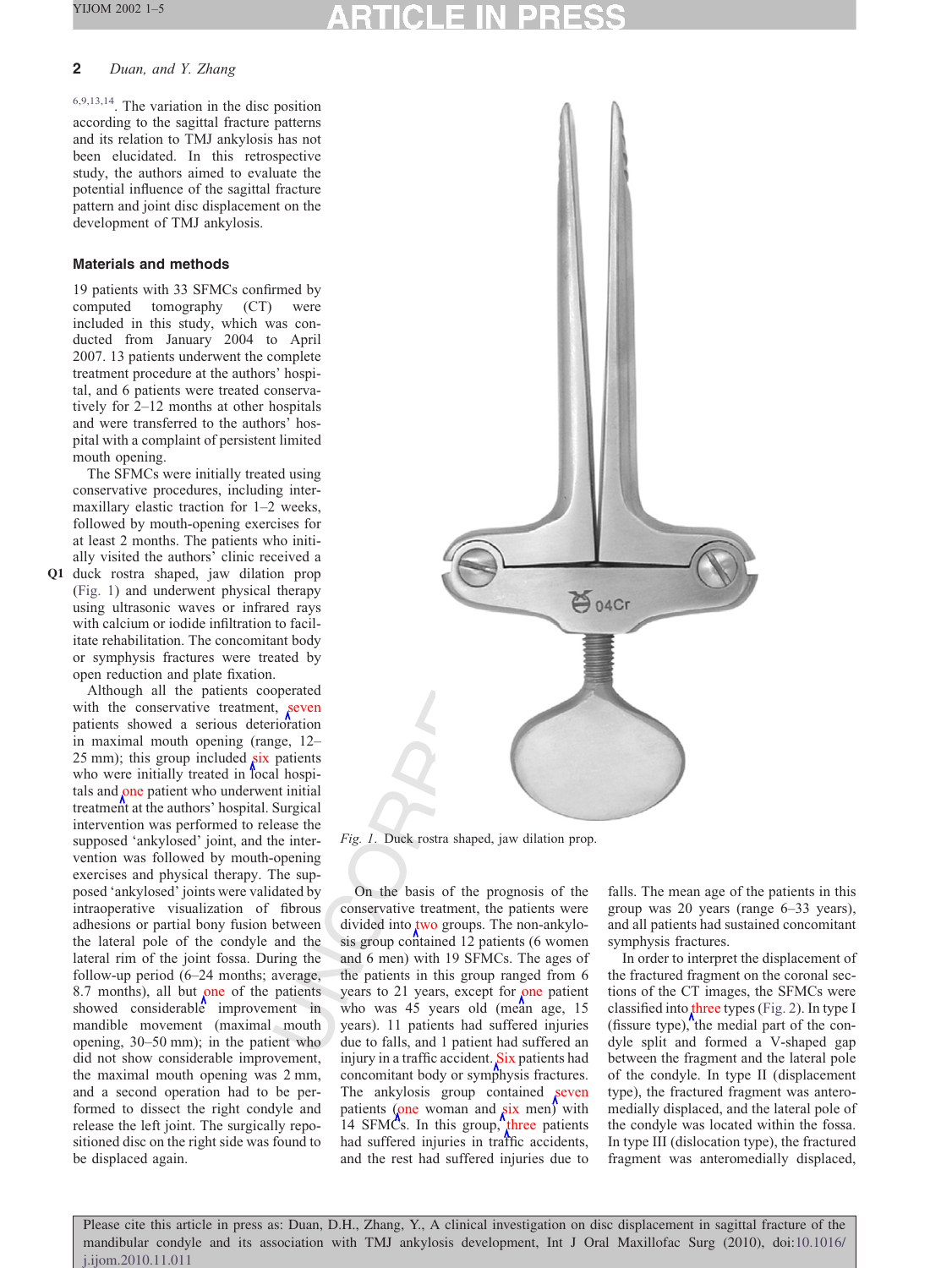[6,9,13,14]. The variation in the disc position according to the sagittal fracture patterns and its relation to TMJ ankylosis has not been elucidated. In this retrospective study, the authors aimed to evaluate the potential influence of the sagittal fracture pattern and joint disc displacement on the development of TMJ ankylosis.

## Materials and methods

19 patients with 33 SFMCs confirmed by computed tomography (CT) were included in this study, which was conducted from January 2004 to April 2007. 13 patients underwent the complete treatment procedure at the authors' hospital, and 6 patients were treated conservatively for 2–12 months at other hospitals and were transferred to the authors' hospital with a complaint of persistent limited mouth opening.

The SFMCs were initially treated using conservative procedures, including intermaxillary elastic traction for 1–2 weeks, followed by mouth-opening exercises for at least 2 months. The patients who initially visited the authors' clinic received a duck rostra shaped, jaw dilation prop (Fig. 1) and underwent physical therapy using ultrasonic waves or infrared rays with calcium or iodide infiltration to facilitate rehabilitation. The concomitant body or symphysis fractures were treated by open reduction and plate fixation.

Although all the patients cooperated with the conservative treatment, seven patients showed a serious deterioration in maximal mouth opening (range, 12–25 mm); this group included six patients who were initially treated in local hospitals and one patient who underwent initial treatment at the authors' hospital. Surgical intervention was performed to release the supposed 'ankylosed' joint, and the intervention was followed by mouth-opening exercises and physical therapy. The supposed 'ankylosed' joints were validated by intraoperative visualization of fibrous adhesions or partial bony fusion between the lateral pole of the condyle and the lateral rim of the joint fossa. During the follow-up period (6–24 months; average, 8.7 months), all but one of the patients showed considerable improvement in mandible movement (maximal mouth opening, 30–50 mm); in the patient who did not show considerable improvement, the maximal mouth opening was 2 mm, and a second operation had to be performed to dissect the right condyle and release the left joint. The surgically repositioned disc on the right side was found to be displaced again.

Fig. 1. Duck rostra shaped, jaw dilation prop.

On the basis of the prognosis of the conservative treatment, the patients were divided into two groups. The non-ankylosis group contained 12 patients (6 women and 6 men) with 19 SFMCs. The ages of the patients in this group ranged from 6 years to 21 years, except for one patient who was 45 years old (mean age, 15 years). 11 patients had suffered injuries due to falls, and 1 patient had suffered an injury in a traffic accident. Six patients had concomitant body or symphysis fractures. The ankylosis group contained seven patients (one woman and six men) with 14 SFMCs. In this group, three patients had suffered injuries in traffic accidents, and the rest had suffered injuries due to falls. The mean age of the patients in this group was 20 years (range 6–33 years), and all patients had sustained concomitant symphysis fractures.

In order to interpret the displacement of the fractured fragment on the coronal sections of the CT images, the SFMCs were classified into three types (Fig. 2). In type I (fissure type), the medial part of the condyle split and formed a V-shaped gap between the fragment and the lateral pole of the condyle. In type II (displacement type), the fractured fragment was anteromedially displaced, and the lateral pole of the condyle was located within the fossa. In type III (dislocation type), the fractured fragment was anteromedially displaced,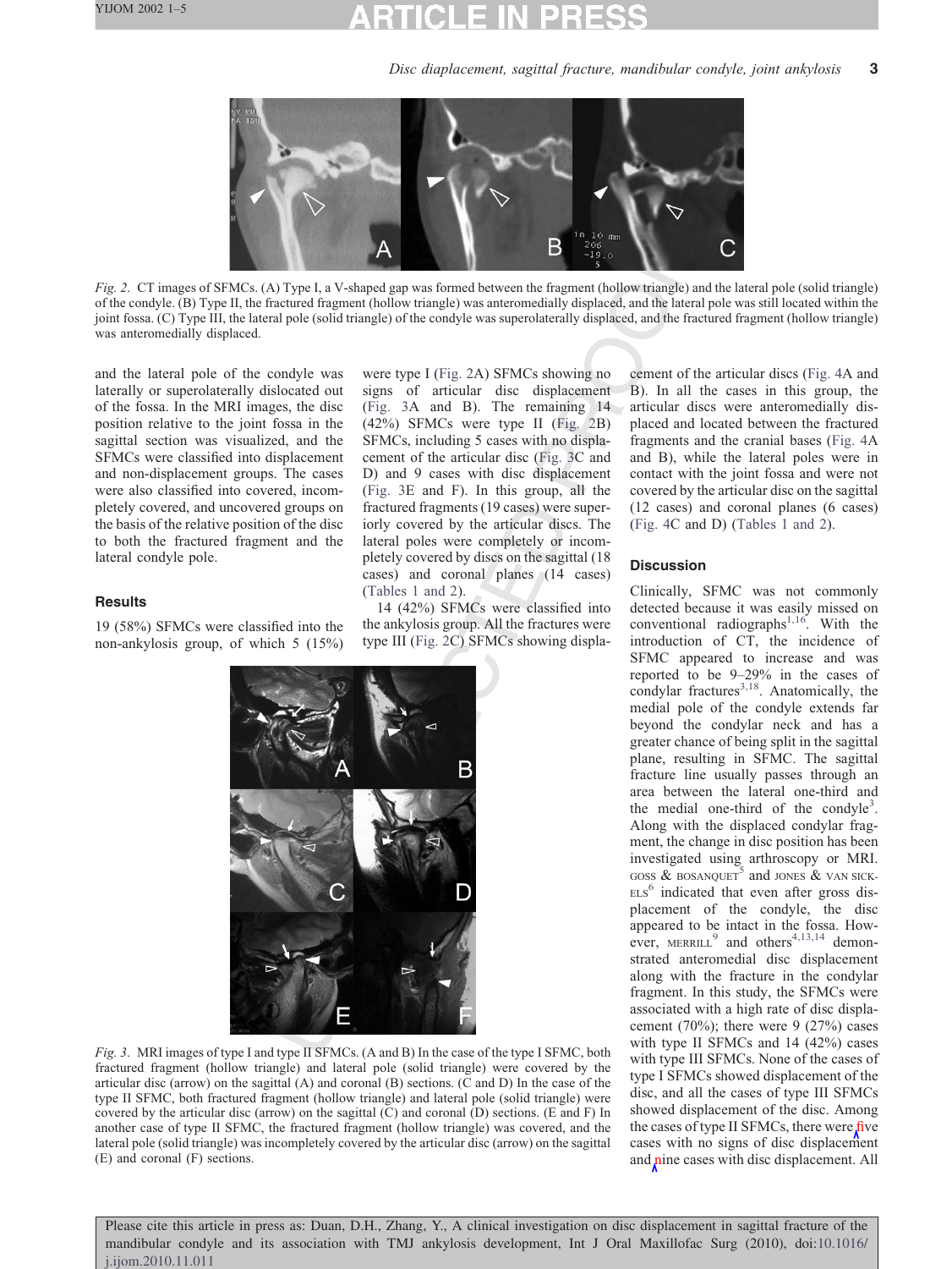*Fig. 2*. CT images of SFMCs. (A) Type I, a V-shaped gap was formed between the fragment (hollow triangle) and the lateral pole (solid triangle) of the condyle. (B) Type II, the fractured fragment (hollow triangle) was anteromedially displaced, and the lateral pole was still located within the joint fossa. (C) Type III, the lateral pole (solid triangle) of the condyle was superolaterally displaced, and the fractured fragment (hollow triangle) was anteromedially displaced.

and the lateral pole of the condyle was laterally or superolaterally dislocated out of the fossa. In the MRI images, the disc position relative to the joint fossa in the sagittal section was visualized, and the SFMCs were classified into displacement and non-displacement groups. The cases were also classified into covered, incompletely covered, and uncovered groups on the basis of the relative position of the disc to both the fractured fragment and the lateral condyle pole.

## Results

19 (58%) SFMCs were classified into the non-ankylosis group, of which 5 (15%) were type I (Fig. 2A) SFMCs showing no signs of articular disc displacement (Fig. 3A and B). The remaining 14 (42%) SFMCs were type II (Fig. 2B) SFMCs, including 5 cases with no displacement of the articular disc (Fig. 3C and D) and 9 cases with disc displacement (Fig. 3E and F). In this group, all the fractured fragments (19 cases) were superiorly covered by the articular discs. The lateral poles were completely or incompletely covered by discs on the sagittal (18 cases) and coronal planes (14 cases) (Tables 1 and 2).

14 (42%) SFMCs were classified into the ankylosis group. All the fractures were type III (Fig. 2C) SFMCs showing displacement of the articular discs (Fig. 4A and B). In all the cases in this group, the articular discs were anteromedially displaced and located between the fractured fragments and the cranial bases (Fig. 4A and B), while the lateral poles were in contact with the joint fossa and were not covered by the articular disc on the sagittal (12 cases) and coronal planes (6 cases) (Fig. 4C and D) (Tables 1 and 2).

*Fig. 3*. MRI images of type I and type II SFMCs. (A and B) In the case of the type I SFMC, both fractured fragment (hollow triangle) and lateral pole (solid triangle) were covered by the articular disc (arrow) on the sagittal (A) and coronal (B) sections. (C and D) In the case of the type II SFMC, both fractured fragment (hollow triangle) and lateral pole (solid triangle) were covered by the articular disc (arrow) on the sagittal (C) and coronal (D) sections. (E and F) In another case of type II SFMC, the fractured fragment (hollow triangle) was covered, and the lateral pole (solid triangle) was incompletely covered by the articular disc (arrow) on the sagittal (E) and coronal (F) sections.

## Discussion

Clinically, SFMC was not commonly detected because it was easily missed on conventional radiographs[1,16]. With the introduction of CT, the incidence of SFMC appeared to increase and was reported to be 9–29% in the cases of condylar fractures[3,18]. Anatomically, the medial pole of the condyle extends far beyond the condylar neck and has a greater chance of being split in the sagittal plane, resulting in SFMC. The sagittal fracture line usually passes through an area between the lateral one-third and the medial one-third of the condyle[3]. Along with the displaced condylar fragment, the change in disc position has been investigated using arthroscopy or MRI. GOSS & BOSANQUET[5] and JONES & VAN SICKELS[6] indicated that even after gross displacement of the condyle, the disc appeared to be intact in the fossa. However, MERRILL[9] and others[4,13,14] demonstrated anteromedial disc displacement along with the fracture in the condylar fragment. In this study, the SFMCs were associated with a high rate of disc displacement (70%); there were 9 (27%) cases with type II SFMCs and 14 (42%) cases with type III SFMCs. None of the cases of type I SFMCs showed displacement of the disc, and all the cases of type III SFMCs showed displacement of the disc. Among the cases of type II SFMCs, there were five cases with no signs of disc displacement and nine cases with disc displacement. All

Please cite this article in press as: Duan, D.H., Zhang, Y., A clinical investigation on disc displacement in sagittal fracture of the mandibular condyle and its association with TMJ ankylosis development, Int J Oral Maxillofac Surg (2010), doi:10.1016/j.ijom.2010.11.011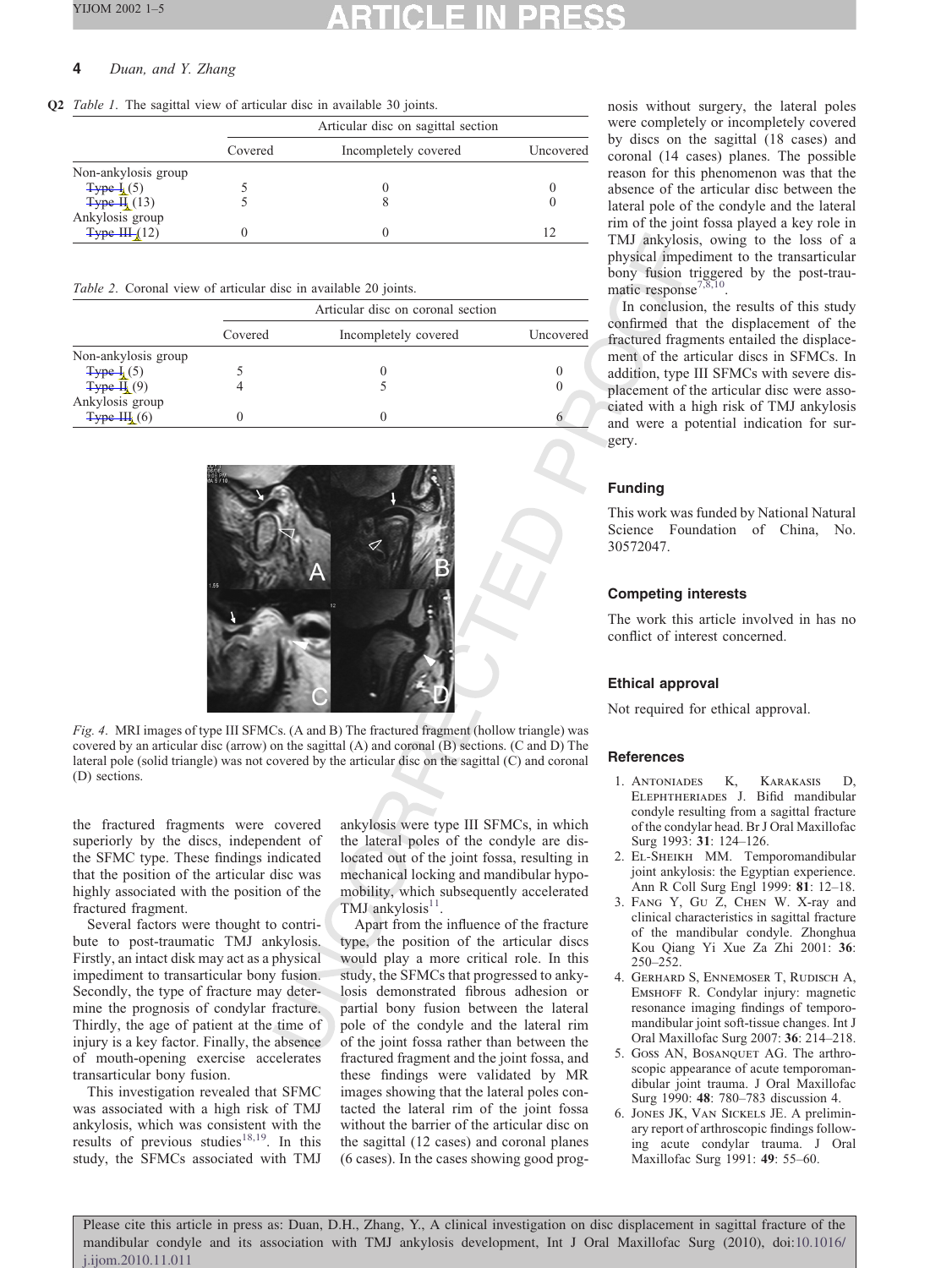Q2 *Table 1*. The sagittal view of articular disc in available 30 joints.

| | Articular disc on sagittal section | | |
|---|---|---|---|
| | Covered | Incompletely covered | Uncovered |
| Non-ankylosis group | | | |
| Type I (5) | 5 | 0 | 0 |
| Type II (13) | 5 | 8 | 0 |
| Ankylosis group | | | |
| Type III (12) | 0 | 0 | 12 |

*Table 2*. Coronal view of articular disc in available 20 joints.

| | Articular disc on coronal section | | |
|---|---|---|---|
| | Covered | Incompletely covered | Uncovered |
| Non-ankylosis group | | | |
| Type I (5) | 5 | 0 | 0 |
| Type II (9) | 4 | 5 | 0 |
| Ankylosis group | | | |
| Type III (6) | 0 | 0 | 6 |

*Fig. 4*. MRI images of type III SFMCs. (A and B) The fractured fragment (hollow triangle) was covered by an articular disc (arrow) on the sagittal (A) and coronal (B) sections. (C and D) The lateral pole (solid triangle) was not covered by the articular disc on the sagittal (C) and coronal (D) sections.

the fractured fragments were covered superiorly by the discs, independent of the SFMC type. These findings indicated that the position of the articular disc was highly associated with the position of the fractured fragment.

Several factors were thought to contribute to post-traumatic TMJ ankylosis. Firstly, an intact disk may act as a physical impediment to transarticular bony fusion. Secondly, the type of fracture may determine the prognosis of condylar fracture. Thirdly, the age of patient at the time of injury is a key factor. Finally, the absence of mouth-opening exercise accelerates transarticular bony fusion.

This investigation revealed that SFMC was associated with a high risk of TMJ ankylosis, which was consistent with the results of previous studies[18,19]. In this study, the SFMCs associated with TMJ ankylosis were type III SFMCs, in which the lateral poles of the condyle are dislocated out of the joint fossa, resulting in mechanical locking and mandibular hypomobility, which subsequently accelerated TMJ ankylosis[11].

Apart from the influence of the fracture type, the position of the articular discs would play a more critical role. In this study, the SFMCs that progressed to ankylosis demonstrated fibrous adhesion or partial bony fusion between the lateral pole of the condyle and the lateral rim of the joint fossa rather than between the fractured fragment and the joint fossa, and these findings were validated by MR images showing that the lateral poles contacted the lateral rim of the joint fossa without the barrier of the articular disc on the sagittal (12 cases) and coronal planes (6 cases). In the cases showing good prognosis without surgery, the lateral poles were completely or incompletely covered by discs on the sagittal (18 cases) and coronal (14 cases) planes. The possible reason for this phenomenon was that the absence of the articular disc between the lateral pole of the condyle and the lateral rim of the joint fossa played a key role in TMJ ankylosis, owing to the loss of a physical impediment to the transarticular bony fusion triggered by the post-traumatic response[7,8,10].

In conclusion, the results of this study confirmed that the displacement of the fractured fragments entailed the displacement of the articular discs in SFMCs. In addition, type III SFMCs with severe displacement of the articular disc were associated with a high risk of TMJ ankylosis and were a potential indication for surgery.

## Funding

This work was funded by National Natural Science Foundation of China, No. 30572047.

## Competing interests

The work this article involved in has no conflict of interest concerned.

## Ethical approval

Not required for ethical approval.

## References

1. Antoniades K, Karakasis D, Elephtheriades J. Bifid mandibular condyle resulting from a sagittal fracture of the condylar head. Br J Oral Maxillofac Surg 1993: **31**: 124–126.
2. El-Sheikh MM. Temporomandibular joint ankylosis: the Egyptian experience. Ann R Coll Surg Engl 1999: **81**: 12–18.
3. Fang Y, Gu Z, Chen W. X-ray and clinical characteristics in sagittal fracture of the mandibular condyle. Zhonghua Kou Qiang Yi Xue Za Zhi 2001: **36**: 250–252.
4. Gerhard S, Ennemoser T, Rudisch A, Emshoff R. Condylar injury: magnetic resonance imaging findings of temporomandibular joint soft-tissue changes. Int J Oral Maxillofac Surg 2007: **36**: 214–218.
5. Goss AN, Bosanquet AG. The arthroscopic appearance of acute temporomandibular joint trauma. J Oral Maxillofac Surg 1990: **48**: 780–783 discussion 4.
6. Jones JK, Van Sickels JE. A preliminary report of arthroscopic findings following acute condylar trauma. J Oral Maxillofac Surg 1991: **49**: 55–60.

Please cite this article in press as: Duan, D.H., Zhang, Y., A clinical investigation on disc displacement in sagittal fracture of the mandibular condyle and its association with TMJ ankylosis development, Int J Oral Maxillofac Surg (2010), doi:10.1016/j.ijom.2010.11.011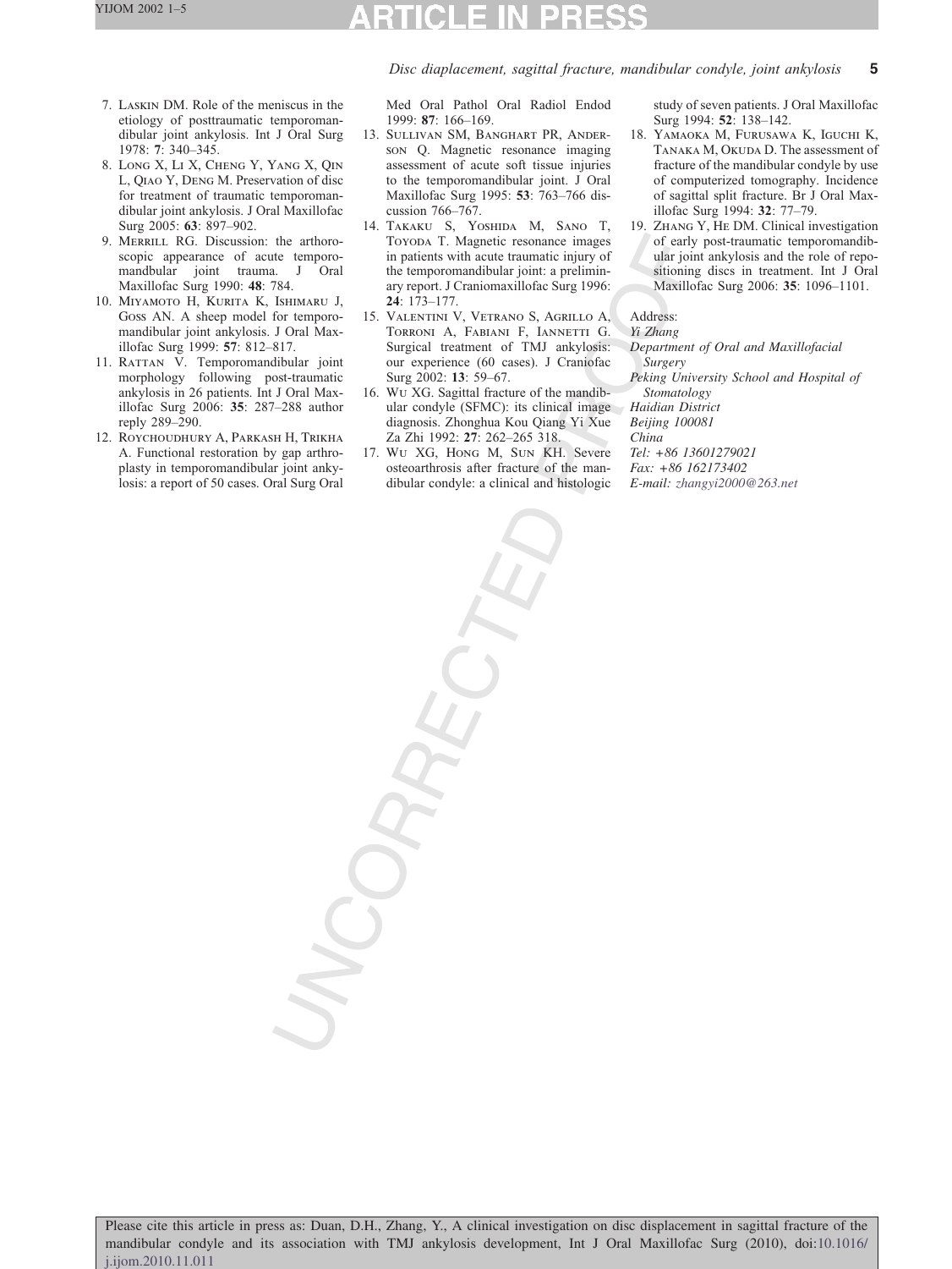7. Laskin DM. Role of the meniscus in the etiology of posttraumatic temporomandibular joint ankylosis. Int J Oral Surg 1978: **7**: 340–345.
8. Long X, Li X, Cheng Y, Yang X, Qin L, Qiao Y, Deng M. Preservation of disc for treatment of traumatic temporomandibular joint ankylosis. J Oral Maxillofac Surg 2005: **63**: 897–902.
9. Merrill RG. Discussion: the arthroscopic appearance of acute temporomandbular joint trauma. J Oral Maxillofac Surg 1990: **48**: 784.
10. Miyamoto H, Kurita K, Ishimaru J, Goss AN. A sheep model for temporomandibular joint ankylosis. J Oral Maxillofac Surg 1999: **57**: 812–817.
11. Rattan V. Temporomandibular joint morphology following post-traumatic ankylosis in 26 patients. Int J Oral Maxillofac Surg 2006: **35**: 287–288 author reply 289–290.
12. Roychoudhury A, Parkash H, Trikha A. Functional restoration by gap arthroplasty in temporomandibular joint ankylosis: a report of 50 cases. Oral Surg Oral Med Oral Pathol Oral Radiol Endod 1999: **87**: 166–169.
13. Sullivan SM, Banghart PR, Anderson Q. Magnetic resonance imaging assessment of acute soft tissue injuries to the temporomandibular joint. J Oral Maxillofac Surg 1995: **53**: 763–766 discussion 766–767.
14. Takaku S, Yoshida M, Sano T, Toyoda T. Magnetic resonance images in patients with acute traumatic injury of the temporomandibular joint: a preliminary report. J Craniomaxillofac Surg 1996: **24**: 173–177.
15. Valentini V, Vetrano S, Agrillo A, Torroni A, Fabiani F, Iannetti G. Surgical treatment of TMJ ankylosis: our experience (60 cases). J Craniofac Surg 2002: **13**: 59–67.
16. Wu XG. Sagittal fracture of the mandibular condyle (SFMC): its clinical image diagnosis. Zhonghua Kou Qiang Yi Xue Za Zhi 1992: **27**: 262–265 318.
17. Wu XG, Hong M, Sun KH. Severe osteoarthrosis after fracture of the mandibular condyle: a clinical and histologic study of seven patients. J Oral Maxillofac Surg 1994: **52**: 138–142.
18. Yamaoka M, Furusawa K, Iguchi K, Tanaka M, Okuda D. The assessment of fracture of the mandibular condyle by use of computerized tomography. Incidence of sagittal split fracture. Br J Oral Maxillofac Surg 1994: **32**: 77–79.
19. Zhang Y, He DM. Clinical investigation of early post-traumatic temporomandibular joint ankylosis and the role of repositioning discs in treatment. Int J Oral Maxillofac Surg 2006: **35**: 1096–1101.

Address:
*Yi Zhang*
*Department of Oral and Maxillofacial Surgery*
*Peking University School and Hospital of Stomatology*
*Haidian District*
*Beijing 100081*
*China*
*Tel: +86 13601279021*
*Fax: +86 162173402*
*E-mail: zhangyi2000@263.net*

Please cite this article in press as: Duan, D.H., Zhang, Y., A clinical investigation on disc displacement in sagittal fracture of the mandibular condyle and its association with TMJ ankylosis development, Int J Oral Maxillofac Surg (2010), doi:10.1016/j.ijom.2010.11.011